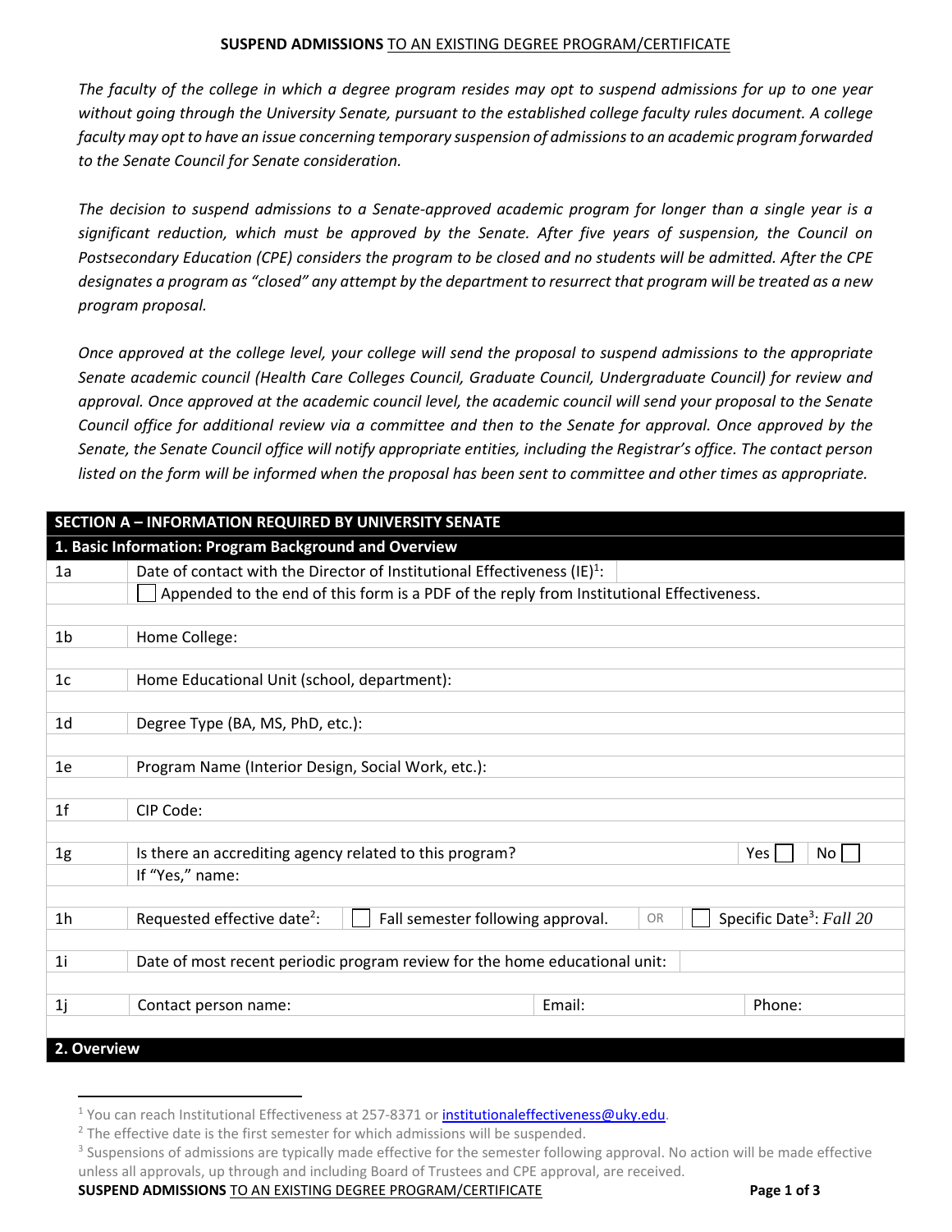**SUSPEND ADMISSIONS** TO AN EXISTING DEGREE PROGRAM/CERTIFICATE

*The faculty of the college in which a degree program resides may opt to suspend admissions for up to one year without going through the University Senate, pursuant to the established college faculty rules document. A college faculty may opt to have an issue concerning temporary suspension of admissions to an academic program forwarded to the Senate Council for Senate consideration.*

*The decision to suspend admissions to a Senate-approved academic program for longer than a single year is a significant reduction, which must be approved by the Senate. After five years of suspension, the Council on Postsecondary Education (CPE) considers the program to be closed and no students will be admitted. After the CPE designates a program as "closed" any attempt by the department to resurrect that program will be treated as a new program proposal.*

*Once approved at the college level, your college will send the proposal to suspend admissions to the appropriate Senate academic council (Health Care Colleges Council, Graduate Council, Undergraduate Council) for review and approval. Once approved at the academic council level, the academic council will send your proposal to the Senate Council office for additional review via a committee and then to the Senate for approval. Once approved by the Senate, the Senate Council office will notify appropriate entities, including the Registrar's office. The contact person listed on the form will be informed when the proposal has been sent to committee and other times as appropriate.*

| **SECTION A – INFORMATION REQUIRED BY UNIVERSITY SENATE** | | | |
|---|---|---|---|
| **1. Basic Information: Program Background and Overview** | | | |
| 1a | Date of contact with the Director of Institutional Effectiveness (IE)[1]: | | |
| | ☐ Appended to the end of this form is a PDF of the reply from Institutional Effectiveness. | | |
| 1b | Home College: | | |
| 1c | Home Educational Unit (school, department): | | |
| 1d | Degree Type (BA, MS, PhD, etc.): | | |
| 1e | Program Name (Interior Design, Social Work, etc.): | | |
| 1f | CIP Code: | | |
| 1g | Is there an accrediting agency related to this program? | Yes ☐ | No ☐ |
| | If "Yes," name: | | |
| 1h | Requested effective date[2]: ☐ Fall semester following approval. | OR | ☐ Specific Date[3]: *Fall 20* |
| 1i | Date of most recent periodic program review for the home educational unit: | | |
| 1j | Contact person name: | Email: | Phone: |
| **2. Overview** | | | |

[1] You can reach Institutional Effectiveness at 257-8371 or institutionaleffectiveness@uky.edu.

[2] The effective date is the first semester for which admissions will be suspended.

[3] Suspensions of admissions are typically made effective for the semester following approval. No action will be made effective unless all approvals, up through and including Board of Trustees and CPE approval, are received.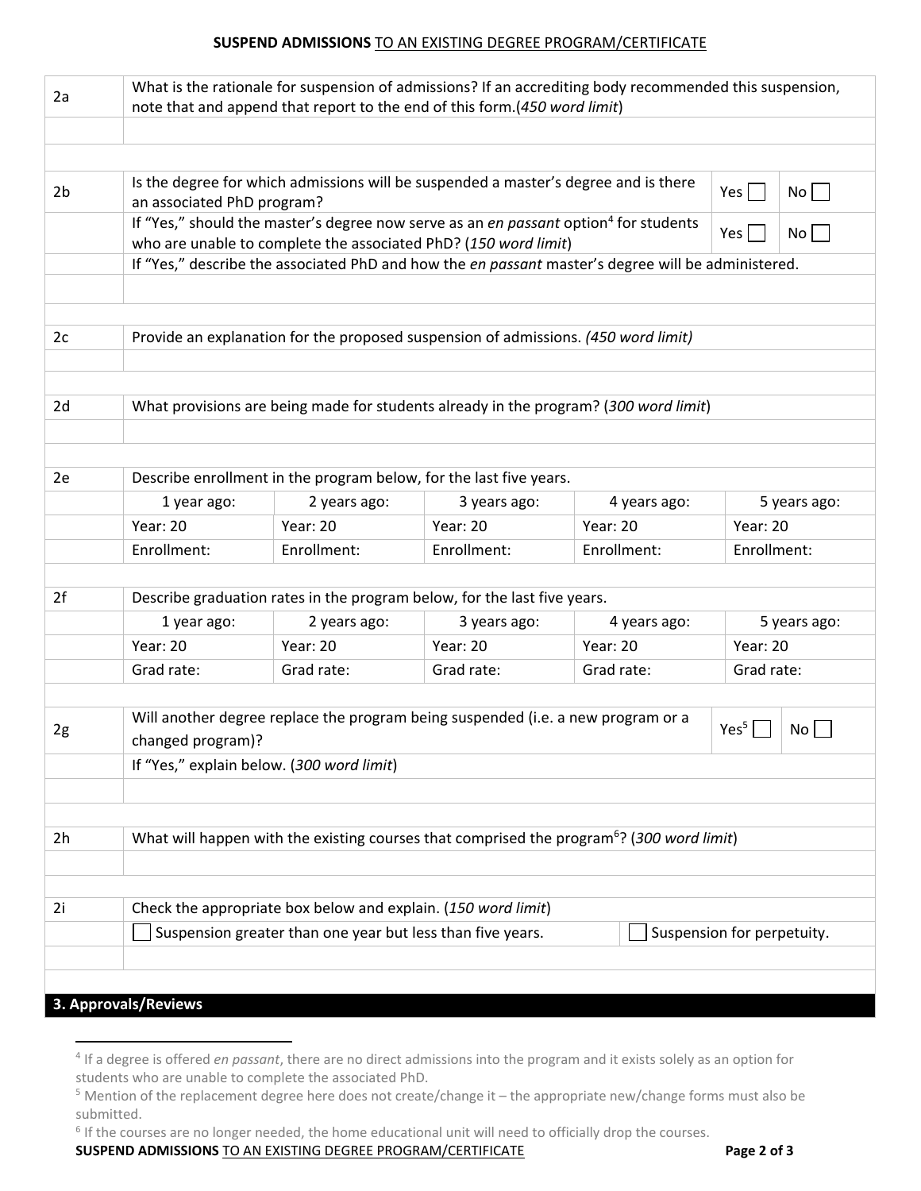| | |
|---|---|
| 2a | What is the rationale for suspension of admissions? If an accrediting body recommended this suspension, note that and append that report to the end of this form.(*450 word limit*) |
| | |
| | |
| 2b | Is the degree for which admissions will be suspended a master's degree and is there an associated PhD program? Yes ☐ No ☐ |
| | If "Yes," should the master's degree now serve as an *en passant* option[4] for students who are unable to complete the associated PhD? (*150 word limit*) Yes ☐ No ☐ |
| | If "Yes," describe the associated PhD and how the *en passant* master's degree will be administered. |
| | |
| | |
| 2c | Provide an explanation for the proposed suspension of admissions. *(450 word limit)* |
| | |
| | |
| 2d | What provisions are being made for students already in the program? (*300 word limit*) |
| | |
| | |
| 2e | Describe enrollment in the program below, for the last five years. |

| | 1 year ago: | 2 years ago: | 3 years ago: | 4 years ago: | 5 years ago: |
|---|---|---|---|---|---|
| | Year: 20 | Year: 20 | Year: 20 | Year: 20 | Year: 20 |
| | Enrollment: | Enrollment: | Enrollment: | Enrollment: | Enrollment: |

| | |
|---|---|
| 2f | Describe graduation rates in the program below, for the last five years. |

| | 1 year ago: | 2 years ago: | 3 years ago: | 4 years ago: | 5 years ago: |
|---|---|---|---|---|---|
| | Year: 20 | Year: 20 | Year: 20 | Year: 20 | Year: 20 |
| | Grad rate: | Grad rate: | Grad rate: | Grad rate: | Grad rate: |

| | |
|---|---|
| 2g | Will another degree replace the program being suspended (i.e. a new program or a changed program)? Yes[5] ☐ No ☐ |
| | If "Yes," explain below. (*300 word limit*) |
| | |
| | |
| 2h | What will happen with the existing courses that comprised the program[6]? (*300 word limit*) |
| | |
| | |
| 2i | Check the appropriate box below and explain. (*150 word limit*) |
| | ☐ Suspension greater than one year but less than five years. ☐ Suspension for perpetuity. |
| | |
| | |

## 3. Approvals/Reviews

[4] If a degree is offered *en passant*, there are no direct admissions into the program and it exists solely as an option for students who are unable to complete the associated PhD.

[5] Mention of the replacement degree here does not create/change it – the appropriate new/change forms must also be submitted.

[6] If the courses are no longer needed, the home educational unit will need to officially drop the courses.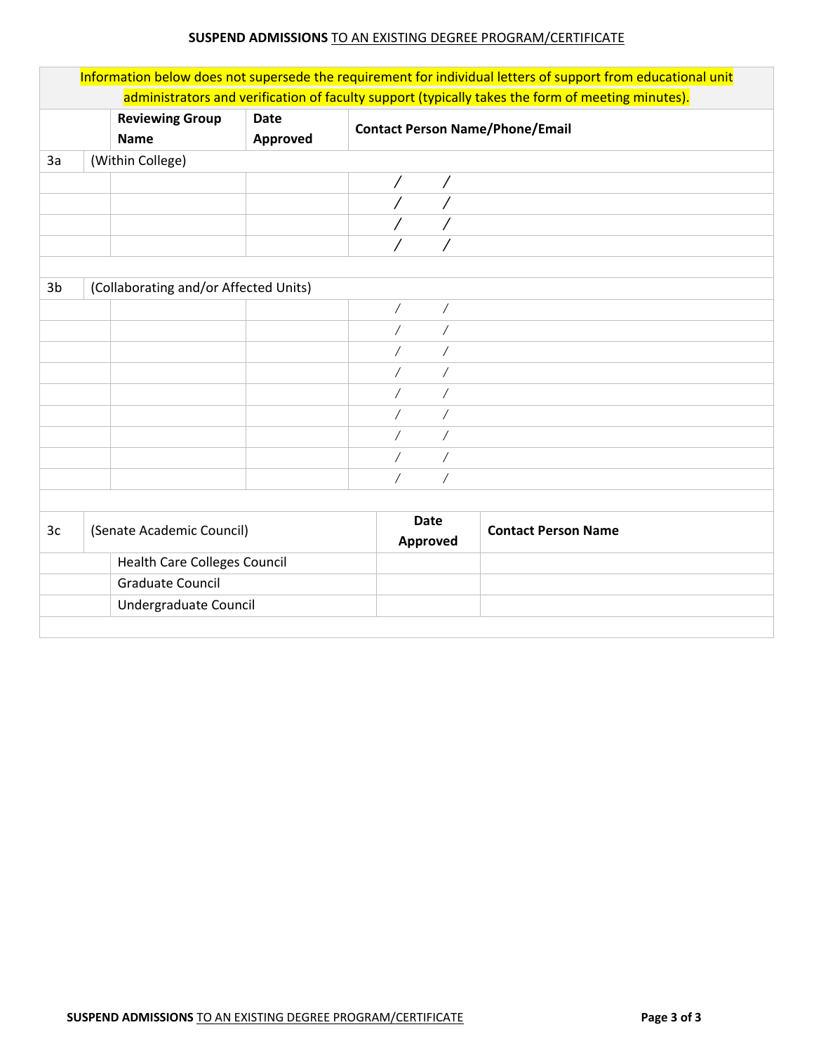**SUSPEND ADMISSIONS** TO AN EXISTING DEGREE PROGRAM/CERTIFICATE

Information below does not supersede the requirement for individual letters of support from educational unit administrators and verification of faculty support (typically takes the form of meeting minutes).

| | Reviewing Group Name | Date Approved | Contact Person Name/Phone/Email |
|---|---|---|---|
| 3a | (Within College) | | |
| | | | / / |
| | | | / / |
| | | | / / |
| | | | / / |
| | | | |
| 3b | (Collaborating and/or Affected Units) | | |
| | | | / / |
| | | | / / |
| | | | / / |
| | | | / / |
| | | | / / |
| | | | / / |
| | | | / / |
| | | | / / |
| | | | / / |

| | | Date Approved | Contact Person Name |
|---|---|---|---|
| 3c | (Senate Academic Council) | | |
| | Health Care Colleges Council | | |
| | Graduate Council | | |
| | Undergraduate Council | | |